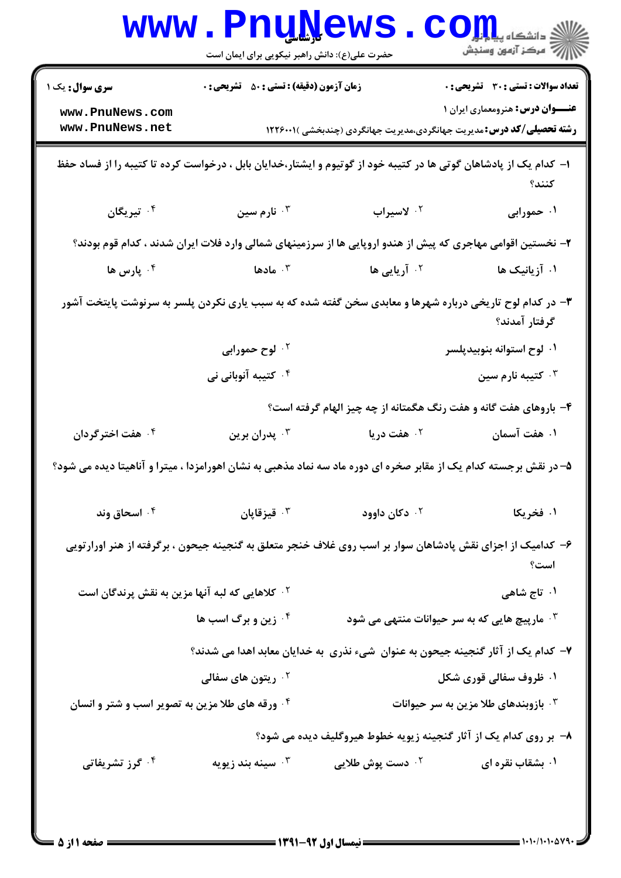**سری سوال:** یک ۱

**زمان آزمون (دقیقه) : تستی : ۵۰ تشریحی : ۰**

**تعداد سوالات : تستی : ۳۰ تشریحی : ۰**

**عنـــوان درس:** هنرومعماری ایران ۱

**رشته تحصیلی/کد درس:** مدیریت جهانگردی،مدیریت جهانگردی (چندبخشی )۱۲۲۶۰۰۱

۱- کدام یک از پادشاهان گوتی ها در کتیبه خود از گوتیوم و ایشتار،خدایان بابل ، درخواست کرده تا کتیبه را از فساد حفظ کنند؟

۱. حمورابی
۲. لاسیراب
۳. نارم سین
۴. تیریگان

۲- نخستین اقوامی مهاجری که پیش از هندو اروپایی ها از سرزمینهای شمالی وارد فلات ایران شدند ، کدام قوم بودند؟

۱. آزیانیک ها
۲. آریایی ها
۳. مادها
۴. پارس ها

۳- در کدام لوح تاریخی درباره شهرها و معابدی سخن گفته شده که به سبب یاری نکردن پلسر به سرنوشت پایتخت آشور گرفتار آمدند؟

۱. لوح استوانه بنوبیدپلسر
۲. لوح حمورابی
۳. کتیبه نارم سین
۴. کتیبه آنوبانی نی

۴- باروهای هفت گانه و هفت رنگ هگمتانه از چه چیز الهام گرفته است؟

۱. هفت آسمان
۲. هفت دریا
۳. پدران برین
۴. هفت اخترگردان

۵- در نقش برجسته کدام یک از مقابر صخره ای دوره ماد سه نماد مذهبی به نشان اهورامزدا ، میترا و آناهیتا دیده می شود؟

۱. فخریکا
۲. دکان داوود
۳. قیزقاپان
۴. اسحاق وند

۶- کدامیک از اجزای نقش پادشاهان سوار بر اسب روی غلاف خنجر متعلق به گنجینه جیحون ، برگرفته از هنر اورارتویی است؟

۱. تاج شاهی
۲. کلاهایی که لبه آنها مزین به نقش پرندگان است
۳. مارپیچ هایی که به سر حیوانات منتهی می شود
۴. زین و برگ اسب ها

۷- کدام یک از آثار گنجینه جیحون به عنوان شیء نذری به خدایان معابد اهدا می شدند؟

۱. ظروف سفالی قوری شکل
۲. ریتون های سفالی
۳. بازوبندهای طلا مزین به سر حیوانات
۴. ورقه های طلا مزین به تصویر اسب و شتر و انسان

۸- بر روی کدام یک از آثار گنجینه زیویه خطوط هیروگلیف دیده می شود؟

۱. بشقاب نقره ای
۲. دست پوش طلایی
۳. سینه بند زیویه
۴. گرز تشریفاتی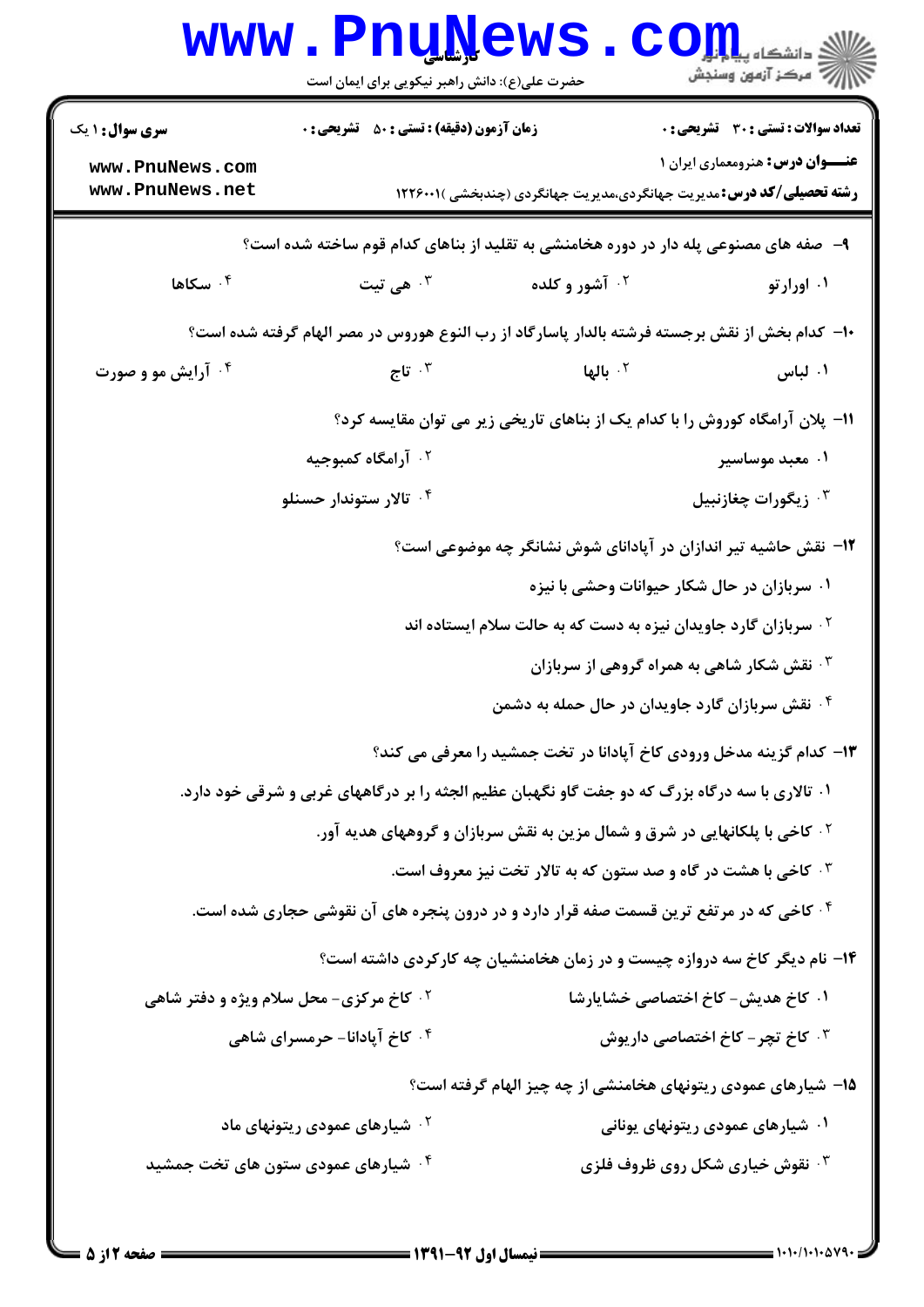۹- صفه های مصنوعی پله دار در دوره هخامنشی به تقلید از بناهای کدام قوم ساخته شده است؟

۱. اورارتو
۲. آشور و کلده
۳. هی تیت
۴. سکاها

۱۰- کدام بخش از نقش برجسته فرشته بالدار پاسارگاد از رب النوع هوروس در مصر الهام گرفته شده است؟

۱. لباس
۲. بالها
۳. تاج
۴. آرایش مو و صورت

۱۱- پلان آرامگاه کوروش را با کدام یک از بناهای تاریخی زیر می توان مقایسه کرد؟

۱. معبد موساسیر
۲. آرامگاه کمبوجیه
۳. زیگورات چغازنبیل
۴. تالار ستوندار حسنلو

۱۲- نقش حاشیه تیر اندازان در آپادانای شوش نشانگر چه موضوعی است؟

۱. سربازان در حال شکار حیوانات وحشی با نیزه
۲. سربازان گارد جاویدان نیزه به دست که به حالت سلام ایستاده اند
۳. نقش شکار شاهی به همراه گروهی از سربازان
۴. نقش سربازان گارد جاویدان در حال حمله به دشمن

۱۳- کدام گزینه مدخل ورودی کاخ آپادانا در تخت جمشید را معرفی می کند؟

۱. تالاری با سه درگاه بزرگ که دو جفت گاو نگهبان عظیم الجثه را بر درگاههای غربی و شرقی خود دارد.
۲. کاخی با پلکانهایی در شرق و شمال مزین به نقش سربازان و گروههای هدیه آور.
۳. کاخی با هشت در گاه و صد ستون که به تالار تخت نیز معروف است.
۴. کاخی که در مرتفع ترین قسمت صفه قرار دارد و در درون پنجره های آن نقوشی حجاری شده است.

۱۴- نام دیگر کاخ سه دروازه چیست و در زمان هخامنشیان چه کارکردی داشته است؟

۱. کاخ هدیش- کاخ اختصاصی خشایارشا
۲. کاخ مرکزی- محل سلام ویژه و دفتر شاهی
۳. کاخ تچر- کاخ اختصاصی داریوش
۴. کاخ آپادانا- حرمسرای شاهی

۱۵- شیارهای عمودی ریتونهای هخامنشی از چه چیز الهام گرفته است؟

۱. شیارهای عمودی ریتونهای یونانی
۲. شیارهای عمودی ریتونهای ماد
۳. نقوش خیاری شکل روی ظروف فلزی
۴. شیارهای عمودی ستون های تخت جمشید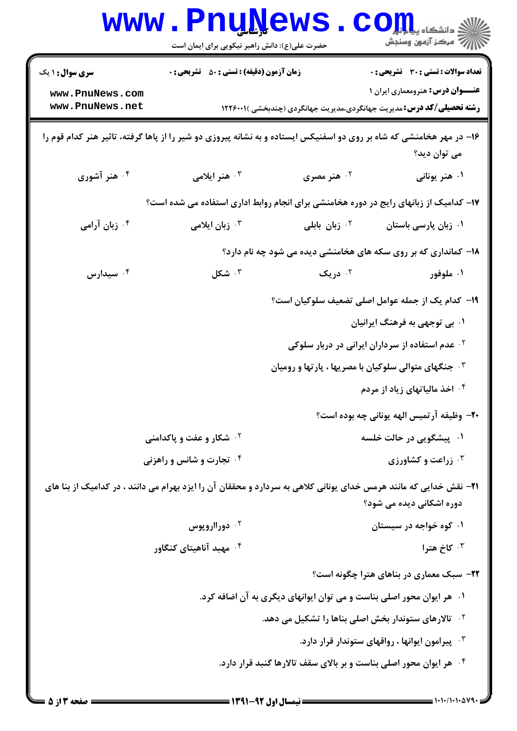۱۶- در مهر هخامنشی که شاه بر روی دو اسفنیکس ایستاده و به نشانه پیروزی دو شیر را از پاها گرفته، تاثیر هنر کدام قوم را می توان دید؟

۱. هنر یونانی
۲. هنر مصری
۳. هنر ایلامی
۴. هنر آشوری

۱۷- کدامیک از زبانهای رایج در دوره هخامنشی برای انجام روابط اداری استفاده می شده است؟

۱. زبان پارسی باستان
۲. زبان بابلی
۳. زبان ایلامی
۴. زبان آرامی

۱۸- کمانداری که بر روی سکه های هخامنشی دیده می شود چه نام دارد؟

۱. ملوفور
۲. دریک
۳. شکل
۴. سیدارس

۱۹- کدام یک از جمله عوامل اصلی تضعیف سلوکیان است؟

۱. بی توجهی به فرهنگ ایرانیان
۲. عدم استفاده از سرداران ایرانی در دربار سلوکی
۳. جنگهای متوالی سلوکیان با مصریها ، پارتها و رومیان
۴. اخذ مالیاتهای زیاد از مردم

۲۰- وظیفه آرتمیس الهه یونانی چه بوده است؟

۱. پیشگویی در حالت خلسه
۲. شکار و عفت و پاکدامنی
۳. زراعت و کشاورزی
۴. تجارت و شانس و راهزنی

۲۱- نقش خدایی که مانند هرمس خدای یونانی کلاهی به سردارد و محققان آن را ایزد بهرام می دانند ، در کدامیک از بنا های دوره اشکانی دیده می شود؟

۱. کوه خواجه در سیستان
۲. دورااروپوس
۳. کاخ هترا
۴. مهبد آناهیتای کنگاور

۲۲- سبک معماری در بناهای هترا چگونه است؟

۱. هر ایوان محور اصلی بناست و می توان ایوانهای دیگری به آن اضافه کرد.
۲. تالارهای ستوندار بخش اصلی بناها را تشکیل می دهد.
۳. پیرامون ایوانها ، رواقهای ستوندار قرار دارد.
۴. هر ایوان محور اصلی بناست و بر بالای سقف تالارها گنبد قرار دارد.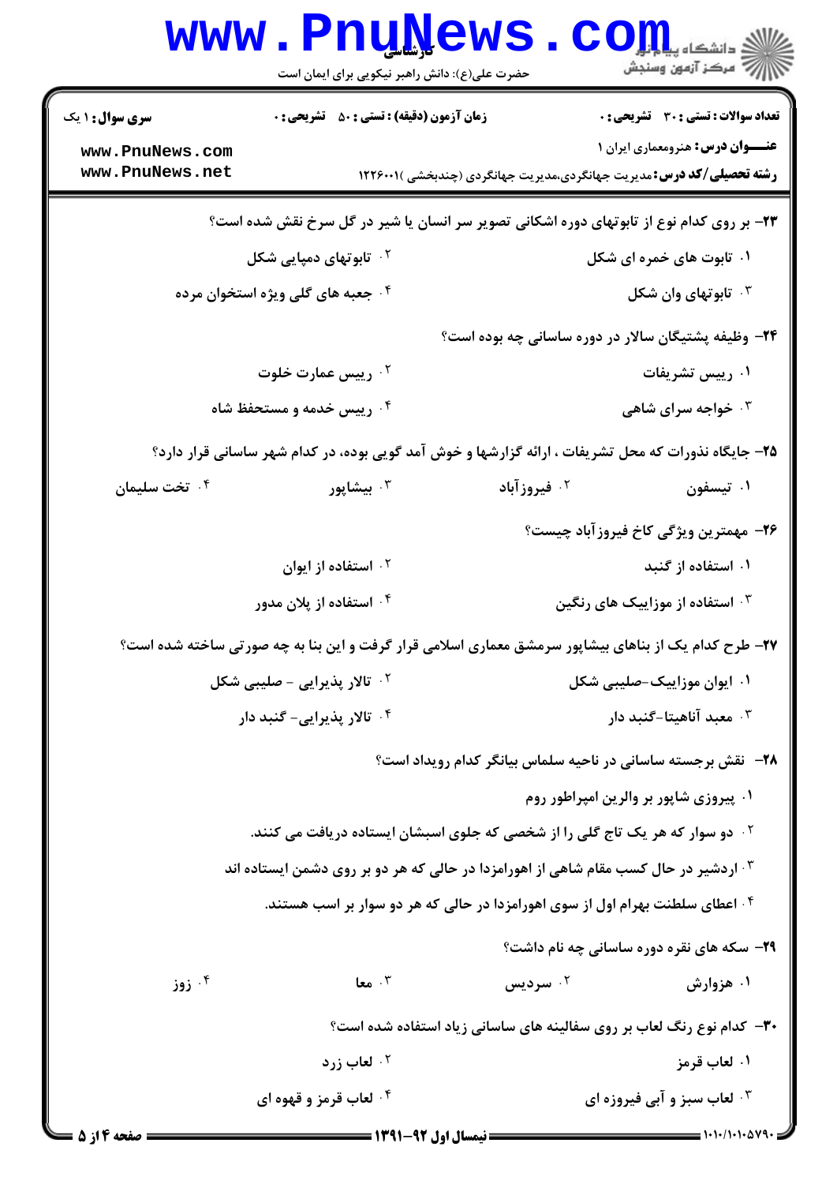**سری سوال:** ۱ یک　　**زمان آزمون (دقیقه) : تستی :** ۵۰ **تشریحی :** ۰　　**تعداد سوالات : تستی :** ۳۰ **تشریحی :** ۰

**عنـــوان درس:** هنرومعماری ایران ۱

**رشته تحصیلی/کد درس:** مدیریت جهانگردی،مدیریت جهانگردی (چندبخشی )۱۲۲۶۰۰۱

۲۳- بر روی کدام نوع از تابوتهای دوره اشکانی تصویر سر انسان یا شیر در گل سرخ نقش شده است؟

۱. تابوت های خمره ای شکل　　۲. تابوتهای دمپایی شکل

۳. تابوتهای وان شکل　　۴. جعبه های گلی ویژه استخوان مرده

۲۴- وظیفه پشتیگان سالار در دوره ساسانی چه بوده است؟

۱. رییس تشریفات　　۲. رییس عمارت خلوت

۳. خواجه سرای شاهی　　۴. رییس خدمه و مستحفظ شاه

۲۵- جایگاه نذورات که محل تشریفات ، ارائه گزارشها و خوش آمد گویی بوده، در کدام شهر ساسانی قرار دارد؟

۱. تیسفون　　۲. فیروزآباد　　۳. بیشاپور　　۴. تخت سلیمان

۲۶- مهمترین ویژگی کاخ فیروزآباد چیست؟

۱. استفاده از گنبد　　۲. استفاده از ایوان

۳. استفاده از موزاییک های رنگین　　۴. استفاده از پلان مدور

۲۷- طرح کدام یک از بناهای بیشاپور سرمشق معماری اسلامی قرار گرفت و این بنا به چه صورتی ساخته شده است؟

۱. ایوان موزاییک-صلیبی شکل　　۲. تالار پذیرایی - صلیبی شکل

۳. معبد آناهیتا-گنبد دار　　۴. تالار پذیرایی- گنبد دار

۲۸- نقش برجسته ساسانی در ناحیه سلماس بیانگر کدام رویداد است؟

۱. پیروزی شاپور بر والرین امپراطور روم

۲. دو سوار که هر یک تاج گلی را از شخصی که جلوی اسبشان ایستاده دریافت می کنند.

۳. اردشیر در حال کسب مقام شاهی از اهورامزدا در حالی که هر دو بر روی دشمن ایستاده اند

۴. اعطای سلطنت بهرام اول از سوی اهورامزدا در حالی که هر دو سوار بر اسب هستند.

۲۹- سکه های نقره دوره ساسانی چه نام داشت؟

۱. هزوارش　　۲. سردیس　　۳. معا　　۴. زوز

۳۰- کدام نوع رنگ لعاب بر روی سفالینه های ساسانی زیاد استفاده شده است؟

۱. لعاب قرمز　　۲. لعاب زرد

۳. لعاب سبز و آبی فیروزه ای　　۴. لعاب قرمز و قهوه ای